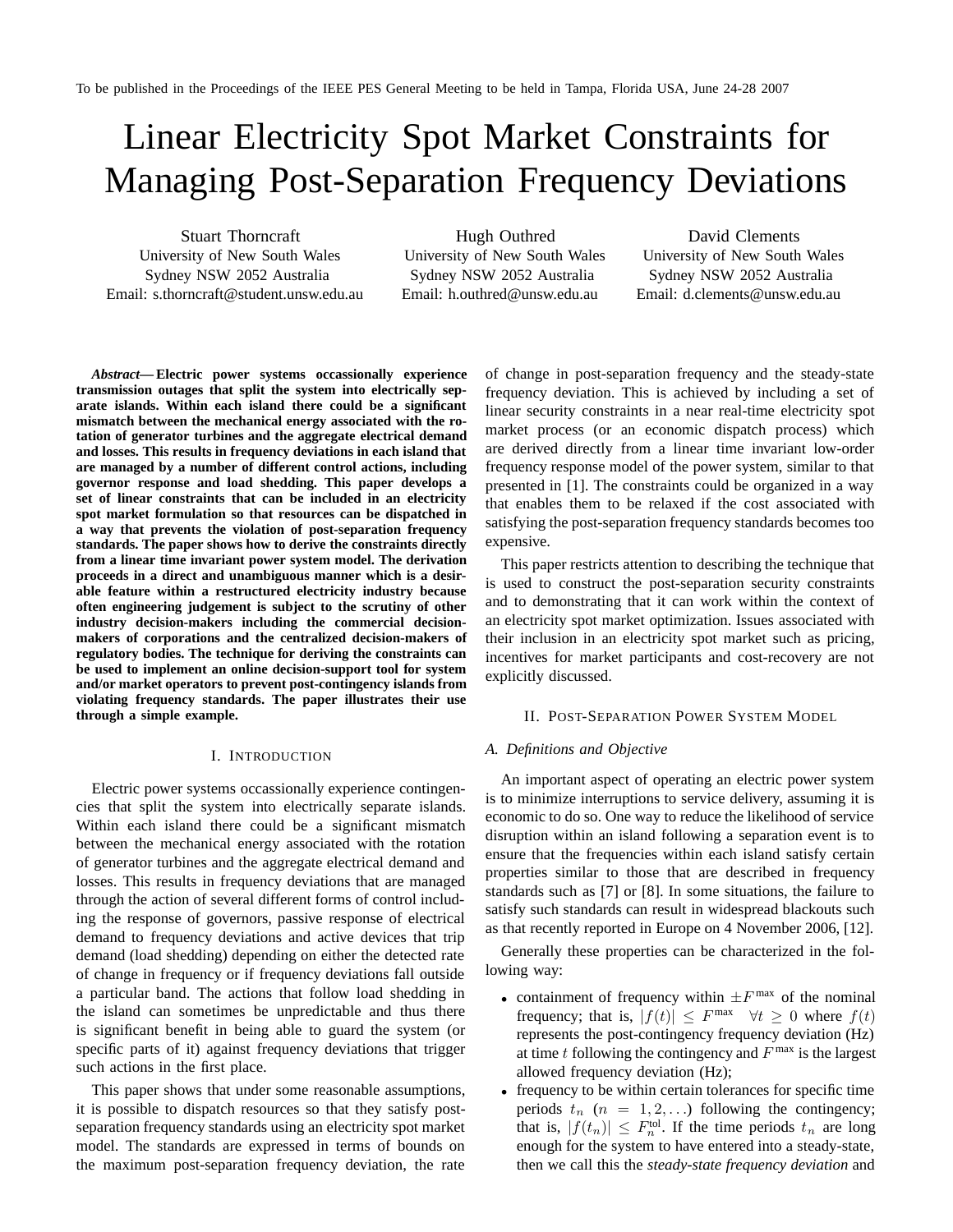To be published in the Proceedings of the IEEE PES General Meeting to be held in Tampa, Florida USA, June 24-28 2007

# Linear Electricity Spot Market Constraints for Managing Post-Separation Frequency Deviations

Stuart Thorncraft
University of New South Wales
Sydney NSW 2052 Australia
Email: s.thorncraft@student.unsw.edu.au

Hugh Outhred
University of New South Wales
Sydney NSW 2052 Australia
Email: h.outhred@unsw.edu.au

David Clements
University of New South Wales
Sydney NSW 2052 Australia
Email: d.clements@unsw.edu.au

***Abstract*— Electric power systems occassionally experience transmission outages that split the system into electrically separate islands. Within each island there could be a significant mismatch between the mechanical energy associated with the rotation of generator turbines and the aggregate electrical demand and losses. This results in frequency deviations in each island that are managed by a number of different control actions, including governor response and load shedding. This paper develops a set of linear constraints that can be included in an electricity spot market formulation so that resources can be dispatched in a way that prevents the violation of post-separation frequency standards. The paper shows how to derive the constraints directly from a linear time invariant power system model. The derivation proceeds in a direct and unambiguous manner which is a desirable feature within a restructured electricity industry because often engineering judgement is subject to the scrutiny of other industry decision-makers including the commercial decision-makers of corporations and the centralized decision-makers of regulatory bodies. The technique for deriving the constraints can be used to implement an online decision-support tool for system and/or market operators to prevent post-contingency islands from violating frequency standards. The paper illustrates their use through a simple example.**

## I. Introduction

Electric power systems occassionally experience contingencies that split the system into electrically separate islands. Within each island there could be a significant mismatch between the mechanical energy associated with the rotation of generator turbines and the aggregate electrical demand and losses. This results in frequency deviations that are managed through the action of several different forms of control including the response of governors, passive response of electrical demand to frequency deviations and active devices that trip demand (load shedding) depending on either the detected rate of change in frequency or if frequency deviations fall outside a particular band. The actions that follow load shedding in the island can sometimes be unpredictable and thus there is significant benefit in being able to guard the system (or specific parts of it) against frequency deviations that trigger such actions in the first place.

This paper shows that under some reasonable assumptions, it is possible to dispatch resources so that they satisfy post-separation frequency standards using an electricity spot market model. The standards are expressed in terms of bounds on the maximum post-separation frequency deviation, the rate of change in post-separation frequency and the steady-state frequency deviation. This is achieved by including a set of linear security constraints in a near real-time electricity spot market process (or an economic dispatch process) which are derived directly from a linear time invariant low-order frequency response model of the power system, similar to that presented in [1]. The constraints could be organized in a way that enables them to be relaxed if the cost associated with satisfying the post-separation frequency standards becomes too expensive.

This paper restricts attention to describing the technique that is used to construct the post-separation security constraints and to demonstrating that it can work within the context of an electricity spot market optimization. Issues associated with their inclusion in an electricity spot market such as pricing, incentives for market participants and cost-recovery are not explicitly discussed.

## II. Post-Separation Power System Model

### A. Definitions and Objective

An important aspect of operating an electric power system is to minimize interruptions to service delivery, assuming it is economic to do so. One way to reduce the likelihood of service disruption within an island following a separation event is to ensure that the frequencies within each island satisfy certain properties similar to those that are described in frequency standards such as [7] or [8]. In some situations, the failure to satisfy such standards can result in widespread blackouts such as that recently reported in Europe on 4 November 2006, [12].

Generally these properties can be characterized in the following way:

- containment of frequency within $\pm F^{\max}$ of the nominal frequency; that is, $|f(t)| \leq F^{\max} \quad \forall t \geq 0$ where $f(t)$ represents the post-contingency frequency deviation (Hz) at time $t$ following the contingency and $F^{\max}$ is the largest allowed frequency deviation (Hz);
- frequency to be within certain tolerances for specific time periods $t_n$ $(n = 1, 2, \ldots)$ following the contingency; that is, $|f(t_n)| \leq F_n^{\text{tol}}$. If the time periods $t_n$ are long enough for the system to have entered into a steady-state, then we call this the *steady-state frequency deviation* and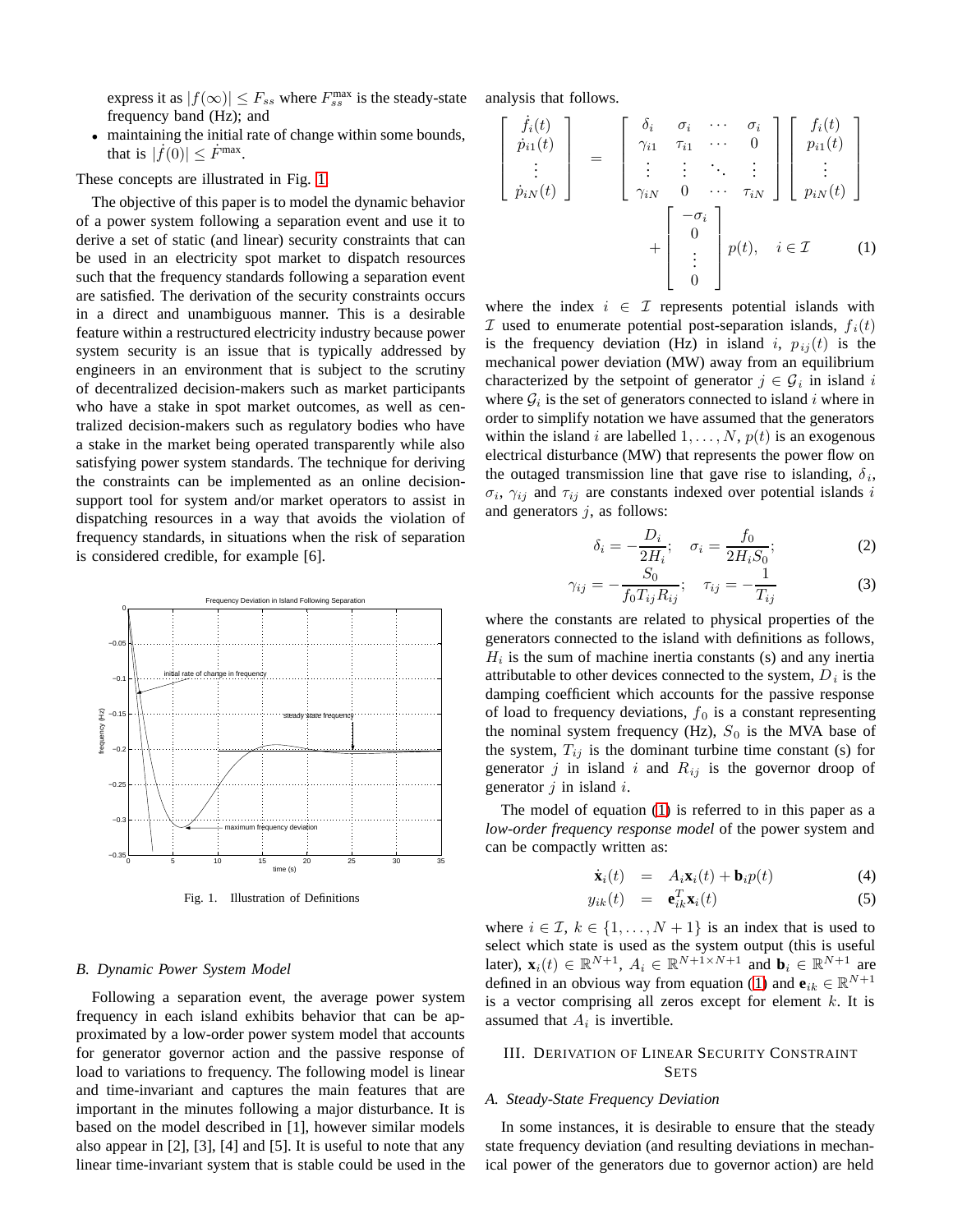express it as $|f(\infty)| \leq F_{ss}$ where $F_{ss}^{\max}$ is the steady-state frequency band (Hz); and

- maintaining the initial rate of change within some bounds, that is $|\dot{f}(0)| \leq \dot{F}^{\max}$.

These concepts are illustrated in Fig. 1.

The objective of this paper is to model the dynamic behavior of a power system following a separation event and use it to derive a set of static (and linear) security constraints that can be used in an electricity spot market to dispatch resources such that the frequency standards following a separation event are satisfied. The derivation of the security constraints occurs in a direct and unambiguous manner. This is a desirable feature within a restructured electricity industry because power system security is an issue that is typically addressed by engineers in an environment that is subject to the scrutiny of decentralized decision-makers such as market participants who have a stake in spot market outcomes, as well as centralized decision-makers such as regulatory bodies who have a stake in the market being operated transparently while also satisfying power system standards. The technique for deriving the constraints can be implemented as an online decision-support tool for system and/or market operators to assist in dispatching resources in a way that avoids the violation of frequency standards, in situations when the risk of separation is considered credible, for example [6].

Fig. 1. Illustration of Definitions

### B. Dynamic Power System Model

Following a separation event, the average power system frequency in each island exhibits behavior that can be approximated by a low-order power system model that accounts for generator governor action and the passive response of load to variations to frequency. The following model is linear and time-invariant and captures the main features that are important in the minutes following a major disturbance. It is based on the model described in [1], however similar models also appear in [2], [3], [4] and [5]. It is useful to note that any linear time-invariant system that is stable could be used in the analysis that follows.

$$
\begin{bmatrix} \dot{f}_i(t) \\ \dot{p}_{i1}(t) \\ \vdots \\ \dot{p}_{iN}(t) \end{bmatrix} = \begin{bmatrix} \delta_i & \sigma_i & \cdots & \sigma_i \\ \gamma_{i1} & \tau_{i1} & \cdots & 0 \\ \vdots & \vdots & \ddots & \vdots \\ \gamma_{iN} & 0 & \cdots & \tau_{iN} \end{bmatrix} \begin{bmatrix} f_i(t) \\ p_{i1}(t) \\ \vdots \\ p_{iN}(t) \end{bmatrix} + \begin{bmatrix} -\sigma_i \\ 0 \\ \vdots \\ 0 \end{bmatrix} p(t), \quad i \in \mathcal{I} \tag{1}
$$

where the index $i \in \mathcal{I}$ represents potential islands with $\mathcal{I}$ used to enumerate potential post-separation islands, $f_i(t)$ is the frequency deviation (Hz) in island $i$, $p_{ij}(t)$ is the mechanical power deviation (MW) away from an equilibrium characterized by the setpoint of generator $j \in \mathcal{G}_i$ in island $i$ where $\mathcal{G}_i$ is the set of generators connected to island $i$ where in order to simplify notation we have assumed that the generators within the island $i$ are labelled $1, \ldots, N$, $p(t)$ is an exogenous electrical disturbance (MW) that represents the power flow on the outaged transmission line that gave rise to islanding, $\delta_i$, $\sigma_i$, $\gamma_{ij}$ and $\tau_{ij}$ are constants indexed over potential islands $i$ and generators $j$, as follows:

$$
\delta_i = -\frac{D_i}{2H_i}; \quad \sigma_i = \frac{f_0}{2H_i S_0}; \tag{2}
$$

$$
\gamma_{ij} = -\frac{S_0}{f_0 T_{ij} R_{ij}}; \quad \tau_{ij} = -\frac{1}{T_{ij}} \tag{3}
$$

where the constants are related to physical properties of the generators connected to the island with definitions as follows, $H_i$ is the sum of machine inertia constants (s) and any inertia attributable to other devices connected to the system, $D_i$ is the damping coefficient which accounts for the passive response of load to frequency deviations, $f_0$ is a constant representing the nominal system frequency (Hz), $S_0$ is the MVA base of the system, $T_{ij}$ is the dominant turbine time constant (s) for generator $j$ in island $i$ and $R_{ij}$ is the governor droop of generator $j$ in island $i$.

The model of equation (1) is referred to in this paper as a *low-order frequency response model* of the power system and can be compactly written as:

$$
\begin{aligned}
\dot{\mathbf{x}}_i(t) &= A_i \mathbf{x}_i(t) + \mathbf{b}_i p(t) & (4) \\
y_{ik}(t) &= \mathbf{e}_{ik}^T \mathbf{x}_i(t) & (5)
\end{aligned}
$$

where $i \in \mathcal{I}$, $k \in \{1, \ldots, N+1\}$ is an index that is used to select which state is used as the system output (this is useful later), $\mathbf{x}_i(t) \in \mathbb{R}^{N+1}$, $A_i \in \mathbb{R}^{N+1 \times N+1}$ and $\mathbf{b}_i \in \mathbb{R}^{N+1}$ are defined in an obvious way from equation (1) and $\mathbf{e}_{ik} \in \mathbb{R}^{N+1}$ is a vector comprising all zeros except for element $k$. It is assumed that $A_i$ is invertible.

## III. Derivation of Linear Security Constraint Sets

### A. Steady-State Frequency Deviation

In some instances, it is desirable to ensure that the steady state frequency deviation (and resulting deviations in mechanical power of the generators due to governor action) are held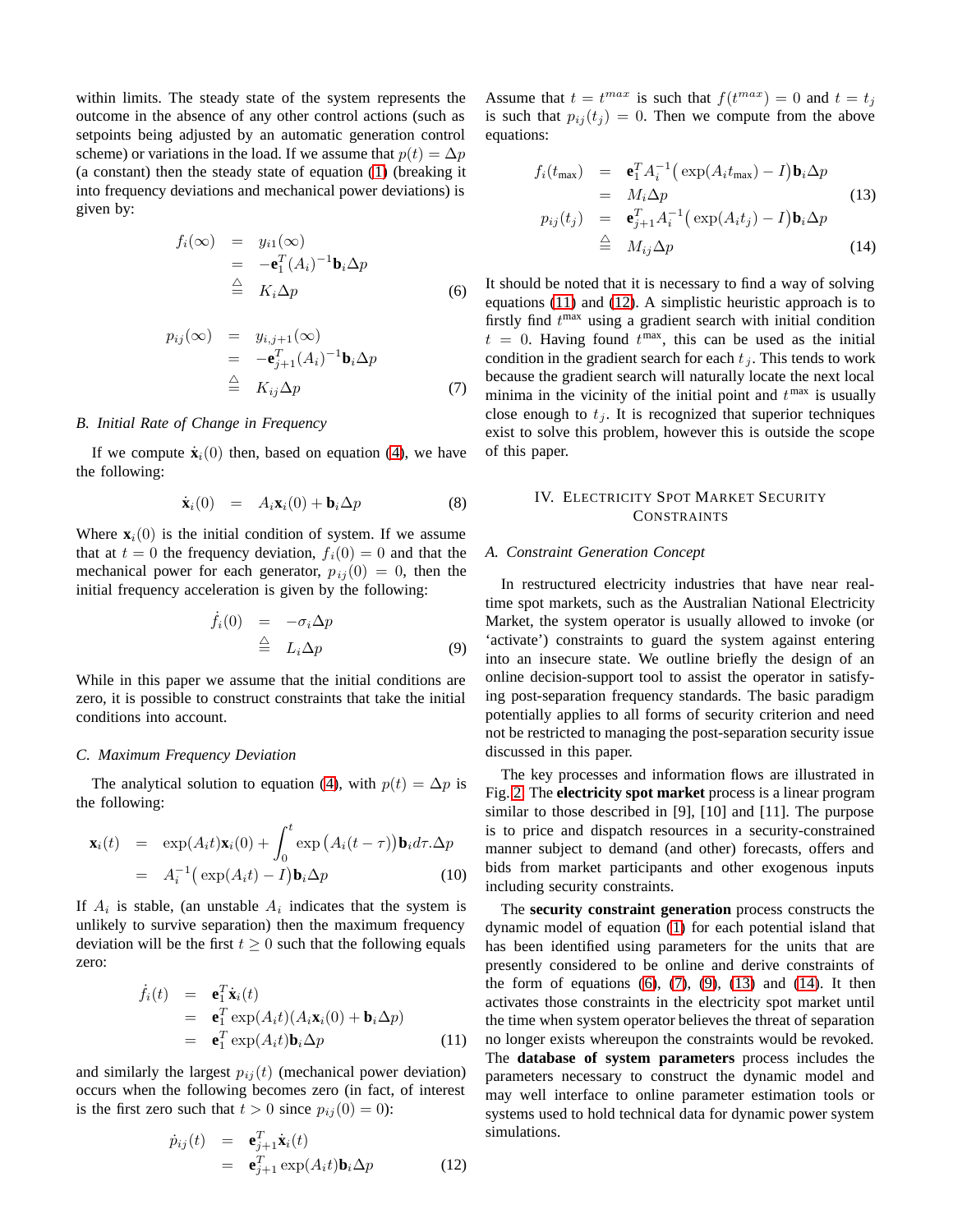within limits. The steady state of the system represents the outcome in the absence of any other control actions (such as setpoints being adjusted by an automatic generation control scheme) or variations in the load. If we assume that $p(t) = \Delta p$ (a constant) then the steady state of equation (1) (breaking it into frequency deviations and mechanical power deviations) is given by:

$$
\begin{aligned}
f_i(\infty) &= y_{i1}(\infty) \\
&= -\mathbf{e}_1^T (A_i)^{-1} \mathbf{b}_i \Delta p \\
&\triangleq K_i \Delta p
\end{aligned} \tag{6}
$$

$$
\begin{aligned}
p_{ij}(\infty) &= y_{i,j+1}(\infty) \\
&= -\mathbf{e}_{j+1}^T (A_i)^{-1} \mathbf{b}_i \Delta p \\
&\triangleq K_{ij} \Delta p
\end{aligned} \tag{7}
$$

### B. Initial Rate of Change in Frequency

If we compute $\dot{\mathbf{x}}_i(0)$ then, based on equation (4), we have the following:

$$
\dot{\mathbf{x}}_i(0) = A_i \mathbf{x}_i(0) + \mathbf{b}_i \Delta p \tag{8}
$$

Where $\mathbf{x}_i(0)$ is the initial condition of system. If we assume that at $t = 0$ the frequency deviation, $f_i(0) = 0$ and that the mechanical power for each generator, $p_{ij}(0) = 0$, then the initial frequency acceleration is given by the following:

$$
\begin{aligned}
\dot{f}_i(0) &= -\sigma_i \Delta p \\
&\triangleq L_i \Delta p
\end{aligned} \tag{9}
$$

While in this paper we assume that the initial conditions are zero, it is possible to construct constraints that take the initial conditions into account.

### C. Maximum Frequency Deviation

The analytical solution to equation (4), with $p(t) = \Delta p$ is the following:

$$
\begin{aligned}
\mathbf{x}_i(t) &= \exp(A_i t)\mathbf{x}_i(0) + \int_0^t \exp\big(A_i(t-\tau)\big)\mathbf{b}_i d\tau.\Delta p \\
&= A_i^{-1}\big(\exp(A_i t) - I\big)\mathbf{b}_i \Delta p
\end{aligned} \tag{10}
$$

If $A_i$ is stable, (an unstable $A_i$ indicates that the system is unlikely to survive separation) then the maximum frequency deviation will be the first $t \geq 0$ such that the following equals zero:

$$
\begin{aligned}
\dot{f}_i(t) &= \mathbf{e}_1^T \dot{\mathbf{x}}_i(t) \\
&= \mathbf{e}_1^T \exp(A_i t)(A_i \mathbf{x}_i(0) + \mathbf{b}_i \Delta p) \\
&= \mathbf{e}_1^T \exp(A_i t)\mathbf{b}_i \Delta p
\end{aligned} \tag{11}
$$

and similarly the largest $p_{ij}(t)$ (mechanical power deviation) occurs when the following becomes zero (in fact, of interest is the first zero such that $t > 0$ since $p_{ij}(0) = 0$):

$$
\begin{aligned}
\dot{p}_{ij}(t) &= \mathbf{e}_{j+1}^T \dot{\mathbf{x}}_i(t) \\
&= \mathbf{e}_{j+1}^T \exp(A_i t)\mathbf{b}_i \Delta p
\end{aligned} \tag{12}
$$

Assume that $t = t^{max}$ is such that $f(t^{max}) = 0$ and $t = t_j$ is such that $p_{ij}(t_j) = 0$. Then we compute from the above equations:

$$
\begin{aligned}
f_i(t_{\max}) &= \mathbf{e}_1^T A_i^{-1}\big(\exp(A_i t_{\max}) - I\big)\mathbf{b}_i \Delta p \\
&= M_i \Delta p
\end{aligned} \tag{13}
$$

$$
\begin{aligned}
p_{ij}(t_j) &= \mathbf{e}_{j+1}^T A_i^{-1}\big(\exp(A_i t_j) - I\big)\mathbf{b}_i \Delta p \\
&\triangleq M_{ij} \Delta p
\end{aligned} \tag{14}
$$

It should be noted that it is necessary to find a way of solving equations (11) and (12). A simplistic heuristic approach is to firstly find $t^{\max}$ using a gradient search with initial condition $t = 0$. Having found $t^{\max}$, this can be used as the initial condition in the gradient search for each $t_j$. This tends to work because the gradient search will naturally locate the next local minima in the vicinity of the initial point and $t^{\max}$ is usually close enough to $t_j$. It is recognized that superior techniques exist to solve this problem, however this is outside the scope of this paper.

## IV. Electricity Spot Market Security Constraints

### A. Constraint Generation Concept

In restructured electricity industries that have near real-time spot markets, such as the Australian National Electricity Market, the system operator is usually allowed to invoke (or 'activate') constraints to guard the system against entering into an insecure state. We outline briefly the design of an online decision-support tool to assist the operator in satisfying post-separation frequency standards. The basic paradigm potentially applies to all forms of security criterion and need not be restricted to managing the post-separation security issue discussed in this paper.

The key processes and information flows are illustrated in Fig. 2. The **electricity spot market** process is a linear program similar to those described in [9], [10] and [11]. The purpose is to price and dispatch resources in a security-constrained manner subject to demand (and other) forecasts, offers and bids from market participants and other exogenous inputs including security constraints.

The **security constraint generation** process constructs the dynamic model of equation (1) for each potential island that has been identified using parameters for the units that are presently considered to be online and derive constraints of the form of equations (6), (7), (9), (13) and (14). It then activates those constraints in the electricity spot market until the time when system operator believes the threat of separation no longer exists whereupon the constraints would be revoked. The **database of system parameters** process includes the parameters necessary to construct the dynamic model and may well interface to online parameter estimation tools or systems used to hold technical data for dynamic power system simulations.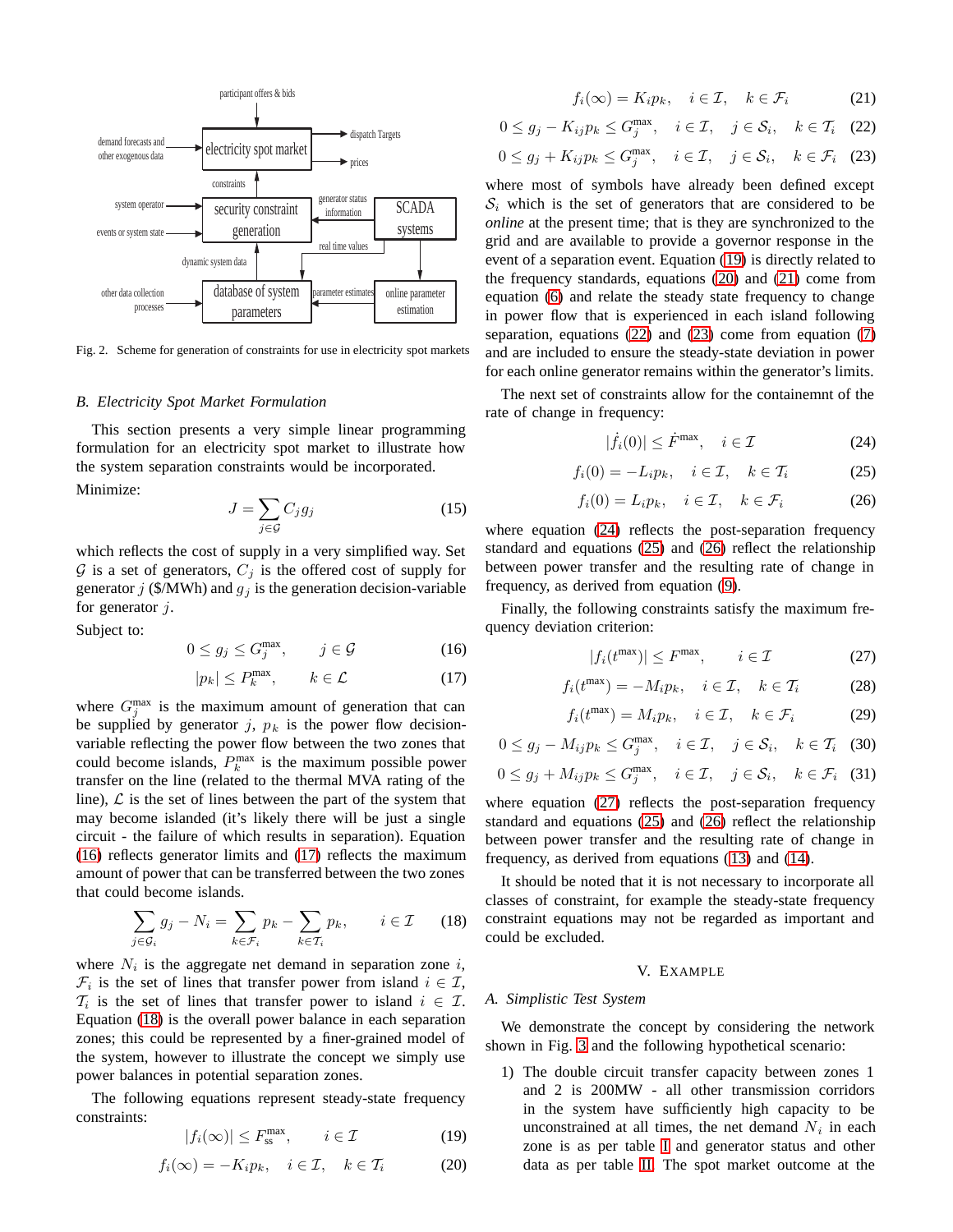Fig. 2. Scheme for generation of constraints for use in electricity spot markets

### B. Electricity Spot Market Formulation

This section presents a very simple linear programming formulation for an electricity spot market to illustrate how the system separation constraints would be incorporated.

Minimize:

$$J = \sum_{j \in \mathcal{G}} C_j g_j \tag{15}$$

which reflects the cost of supply in a very simplified way. Set $\mathcal{G}$ is a set of generators, $C_j$ is the offered cost of supply for generator $j$ ($/MWh) and $g_j$ is the generation decision-variable for generator $j$.

Subject to:

$$0 \leq g_j \leq G_j^{\max}, \qquad j \in \mathcal{G} \tag{16}$$

$$|p_k| \leq P_k^{\max}, \qquad k \in \mathcal{L} \tag{17}$$

where $G_j^{\max}$ is the maximum amount of generation that can be supplied by generator $j$, $p_k$ is the power flow decision-variable reflecting the power flow between the two zones that could become islands, $P_k^{\max}$ is the maximum possible power transfer on the line (related to the thermal MVA rating of the line), $\mathcal{L}$ is the set of lines between the part of the system that may become islanded (it's likely there will be just a single circuit - the failure of which results in separation). Equation (16) reflects generator limits and (17) reflects the maximum amount of power that can be transferred between the two zones that could become islands.

$$\sum_{j \in \mathcal{G}_i} g_j - N_i = \sum_{k \in \mathcal{F}_i} p_k - \sum_{k \in \mathcal{T}_i} p_k, \qquad i \in \mathcal{I} \tag{18}$$

where $N_i$ is the aggregate net demand in separation zone $i$, $\mathcal{F}_i$ is the set of lines that transfer power from island $i \in \mathcal{I}$, $\mathcal{T}_i$ is the set of lines that transfer power to island $i \in \mathcal{I}$. Equation (18) is the overall power balance in each separation zones; this could be represented by a finer-grained model of the system, however to illustrate the concept we simply use power balances in potential separation zones.

The following equations represent steady-state frequency constraints:

$$|f_i(\infty)| \leq F_{\text{ss}}^{\max}, \qquad i \in \mathcal{I} \tag{19}$$

$$f_i(\infty) = -K_i p_k, \quad i \in \mathcal{I}, \quad k \in \mathcal{T}_i \tag{20}$$

$$f_i(\infty) = K_i p_k, \quad i \in \mathcal{I}, \quad k \in \mathcal{F}_i \tag{21}$$

$$0 \leq g_j - K_{ij} p_k \leq G_j^{\max}, \quad i \in \mathcal{I}, \quad j \in \mathcal{S}_i, \quad k \in \mathcal{T}_i \tag{22}$$

$$0 \leq g_j + K_{ij} p_k \leq G_j^{\max}, \quad i \in \mathcal{I}, \quad j \in \mathcal{S}_i, \quad k \in \mathcal{F}_i \tag{23}$$

where most of symbols have already been defined except $\mathcal{S}_i$ which is the set of generators that are considered to be *online* at the present time; that is they are synchronized to the grid and are available to provide a governor response in the event of a separation event. Equation (19) is directly related to the frequency standards, equations (20) and (21) come from equation (6) and relate the steady state frequency to change in power flow that is experienced in each island following separation, equations (22) and (23) come from equation (7) and are included to ensure the steady-state deviation in power for each online generator remains within the generator's limits.

The next set of constraints allow for the containemnt of the rate of change in frequency:

$$|\dot{f}_i(0)| \leq \dot{F}^{\max}, \quad i \in \mathcal{I} \tag{24}$$

$$f_i(0) = -L_i p_k, \quad i \in \mathcal{I}, \quad k \in \mathcal{T}_i \tag{25}$$

$$f_i(0) = L_i p_k, \quad i \in \mathcal{I}, \quad k \in \mathcal{F}_i \tag{26}$$

where equation (24) reflects the post-separation frequency standard and equations (25) and (26) reflect the relationship between power transfer and the resulting rate of change in frequency, as derived from equation (9).

Finally, the following constraints satisfy the maximum frequency deviation criterion:

$$|f_i(t^{\max})| \leq F^{\max}, \qquad i \in \mathcal{I} \tag{27}$$

$$f_i(t^{\max}) = -M_i p_k, \quad i \in \mathcal{I}, \quad k \in \mathcal{T}_i \tag{28}$$

$$f_i(t^{\max}) = M_i p_k, \quad i \in \mathcal{I}, \quad k \in \mathcal{F}_i \tag{29}$$

$$0 \leq g_j - M_{ij} p_k \leq G_j^{\max}, \quad i \in \mathcal{I}, \quad j \in \mathcal{S}_i, \quad k \in \mathcal{T}_i \tag{30}$$

$$0 \leq g_j + M_{ij} p_k \leq G_j^{\max}, \quad i \in \mathcal{I}, \quad j \in \mathcal{S}_i, \quad k \in \mathcal{F}_i \tag{31}$$

where equation (27) reflects the post-separation frequency standard and equations (25) and (26) reflect the relationship between power transfer and the resulting rate of change in frequency, as derived from equations (13) and (14).

It should be noted that it is not necessary to incorporate all classes of constraint, for example the steady-state frequency constraint equations may not be regarded as important and could be excluded.

## V. Example

### A. Simplistic Test System

We demonstrate the concept by considering the network shown in Fig. 3 and the following hypothetical scenario:

1) The double circuit transfer capacity between zones 1 and 2 is 200MW - all other transmission corridors in the system have sufficiently high capacity to be unconstrained at all times, the net demand $N_i$ in each zone is as per table I and generator status and other data as per table II. The spot market outcome at the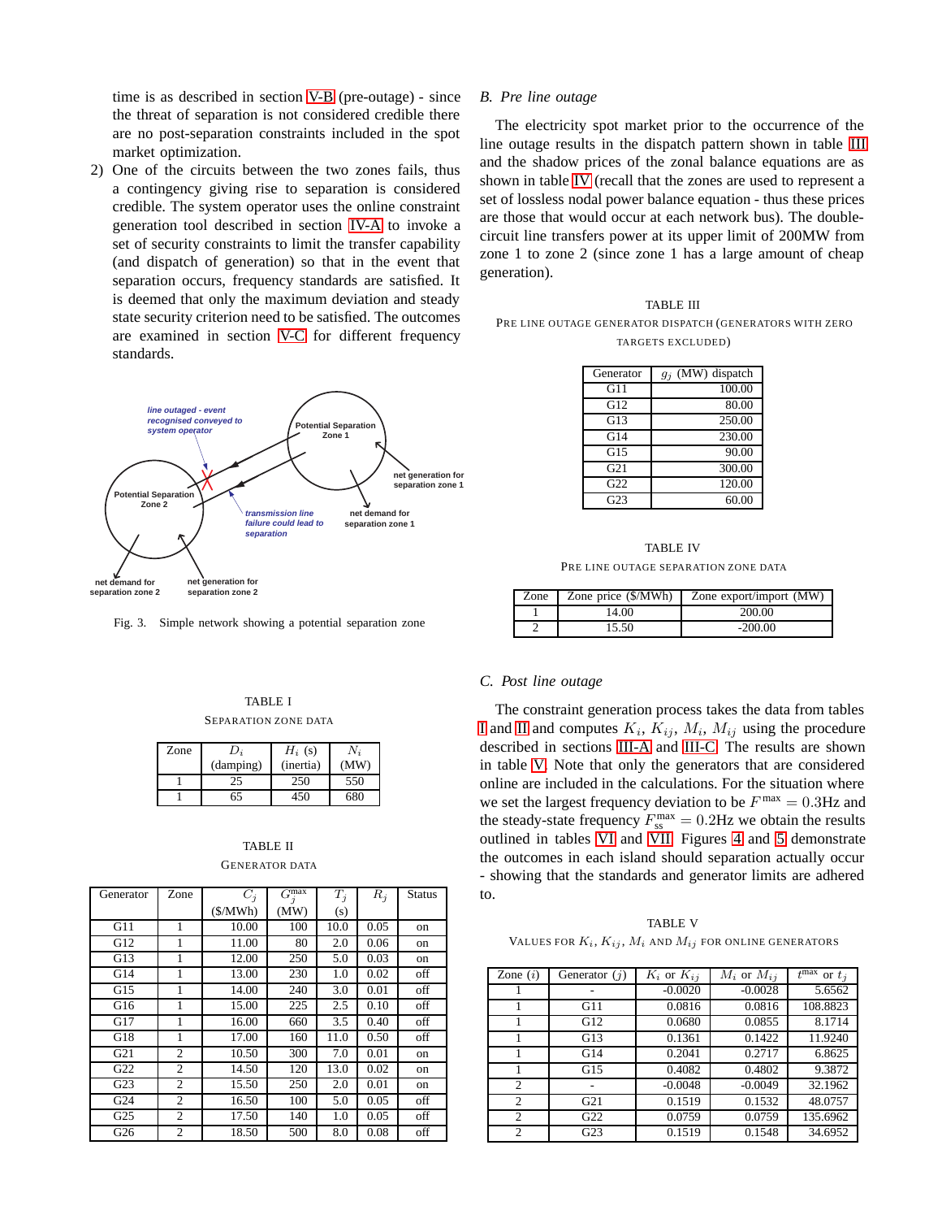time is as described in section V-B (pre-outage) - since the threat of separation is not considered credible there are no post-separation constraints included in the spot market optimization.

2) One of the circuits between the two zones fails, thus a contingency giving rise to separation is considered credible. The system operator uses the online constraint generation tool described in section IV-A to invoke a set of security constraints to limit the transfer capability (and dispatch of generation) so that in the event that separation occurs, frequency standards are satisfied. It is deemed that only the maximum deviation and steady state security criterion need to be satisfied. The outcomes are examined in section V-C for different frequency standards.

Fig. 3. Simple network showing a potential separation zone

TABLE I

SEPARATION ZONE DATA

| Zone | $D_i$ (damping) | $H_i$ (s) (inertia) | $N_i$ (MW) |
|---|---|---|---|
| 1 | 25 | 250 | 550 |
| 1 | 65 | 450 | 680 |

TABLE II

GENERATOR DATA

| Generator | Zone | $C_j$ (\$/MWh) | $G_j^{\max}$ (MW) | $T_j$ (s) | $R_j$ | Status |
|---|---|---|---|---|---|---|
| G11 | 1 | 10.00 | 100 | 10.0 | 0.05 | on |
| G12 | 1 | 11.00 | 80 | 2.0 | 0.06 | on |
| G13 | 1 | 12.00 | 250 | 5.0 | 0.03 | on |
| G14 | 1 | 13.00 | 230 | 1.0 | 0.02 | off |
| G15 | 1 | 14.00 | 240 | 3.0 | 0.01 | off |
| G16 | 1 | 15.00 | 225 | 2.5 | 0.10 | off |
| G17 | 1 | 16.00 | 660 | 3.5 | 0.40 | off |
| G18 | 1 | 17.00 | 160 | 11.0 | 0.50 | off |
| G21 | 2 | 10.50 | 300 | 7.0 | 0.01 | on |
| G22 | 2 | 14.50 | 120 | 13.0 | 0.02 | on |
| G23 | 2 | 15.50 | 250 | 2.0 | 0.01 | on |
| G24 | 2 | 16.50 | 100 | 5.0 | 0.05 | off |
| G25 | 2 | 17.50 | 140 | 1.0 | 0.05 | off |
| G26 | 2 | 18.50 | 500 | 8.0 | 0.08 | off |

## B. Pre line outage

The electricity spot market prior to the occurrence of the line outage results in the dispatch pattern shown in table III and the shadow prices of the zonal balance equations are as shown in table IV (recall that the zones are used to represent a set of lossless nodal power balance equation - thus these prices are those that would occur at each network bus). The double-circuit line transfers power at its upper limit of 200MW from zone 1 to zone 2 (since zone 1 has a large amount of cheap generation).

TABLE III

PRE LINE OUTAGE GENERATOR DISPATCH (GENERATORS WITH ZERO TARGETS EXCLUDED)

| Generator | $g_j$ (MW) dispatch |
|---|---|
| G11 | 100.00 |
| G12 | 80.00 |
| G13 | 250.00 |
| G14 | 230.00 |
| G15 | 90.00 |
| G21 | 300.00 |
| G22 | 120.00 |
| G23 | 60.00 |

TABLE IV

PRE LINE OUTAGE SEPARATION ZONE DATA

| Zone | Zone price (\$/MWh) | Zone export/import (MW) |
|---|---|---|
| 1 | 14.00 | 200.00 |
| 2 | 15.50 | -200.00 |

## C. Post line outage

The constraint generation process takes the data from tables I and II and computes $K_i$, $K_{ij}$, $M_i$, $M_{ij}$ using the procedure described in sections III-A and III-C. The results are shown in table V. Note that only the generators that are considered online are included in the calculations. For the situation where we set the largest frequency deviation to be $F^{\max} = 0.3$Hz and the steady-state frequency $F_{ss}^{\max} = 0.2$Hz we obtain the results outlined in tables VI and VII. Figures 4 and 5 demonstrate the outcomes in each island should separation actually occur - showing that the standards and generator limits are adhered to.

TABLE V

VALUES FOR $K_i$, $K_{ij}$, $M_i$ AND $M_{ij}$ FOR ONLINE GENERATORS

| Zone ($i$) | Generator ($j$) | $K_i$ or $K_{ij}$ | $M_i$ or $M_{ij}$ | $t^{\max}$ or $t_j$ |
|---|---|---|---|---|
| 1 | - | -0.0020 | -0.0028 | 5.6562 |
| 1 | G11 | 0.0816 | 0.0816 | 108.8823 |
| 1 | G12 | 0.0680 | 0.0855 | 8.1714 |
| 1 | G13 | 0.1361 | 0.1422 | 11.9240 |
| 1 | G14 | 0.2041 | 0.2717 | 6.8625 |
| 1 | G15 | 0.4082 | 0.4802 | 9.3872 |
| 2 | - | -0.0048 | -0.0049 | 32.1962 |
| 2 | G21 | 0.1519 | 0.1532 | 48.0757 |
| 2 | G22 | 0.0759 | 0.0759 | 135.6962 |
| 2 | G23 | 0.1519 | 0.1548 | 34.6952 |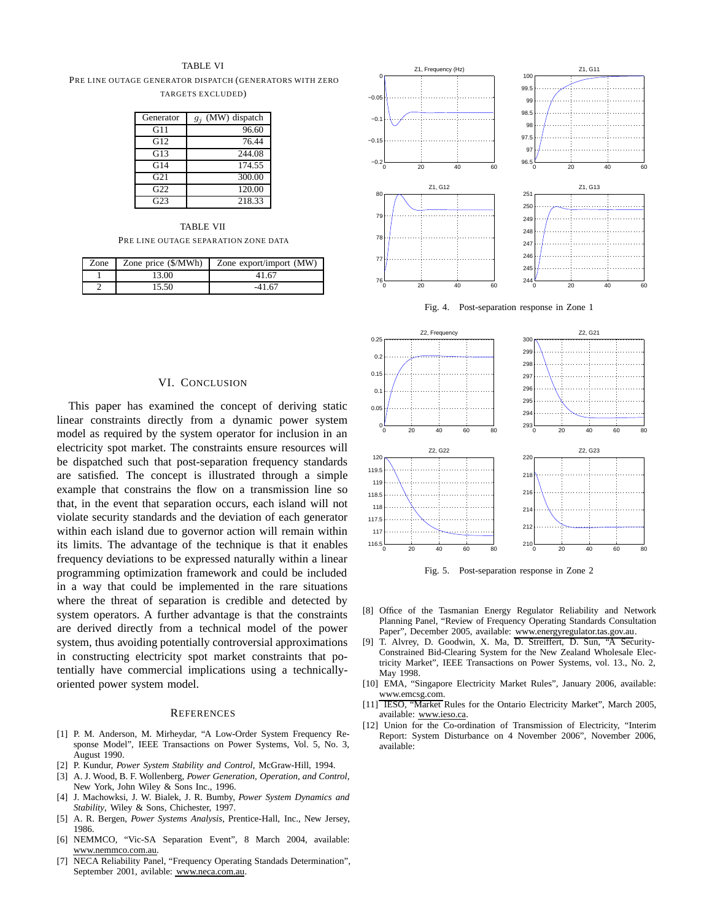TABLE VI

PRE LINE OUTAGE GENERATOR DISPATCH (GENERATORS WITH ZERO TARGETS EXCLUDED)

| Generator | $g_j$ (MW) dispatch |
|---|---|
| G11 | 96.60 |
| G12 | 76.44 |
| G13 | 244.08 |
| G14 | 174.55 |
| G21 | 300.00 |
| G22 | 120.00 |
| G23 | 218.33 |

TABLE VII

PRE LINE OUTAGE SEPARATION ZONE DATA

| Zone | Zone price (\$/MWh) | Zone export/import (MW) |
|---|---|---|
| 1 | 13.00 | 41.67 |
| 2 | 15.50 | -41.67 |

Z1, Frequency (Hz)

Z1, G11

Z1, G12

Z1, G13

Fig. 4. Post-separation response in Zone 1

Z2, Frequency

Z2, G21

Z2, G22

Z2, G23

Fig. 5. Post-separation response in Zone 2

## VI. CONCLUSION

This paper has examined the concept of deriving static linear constraints directly from a dynamic power system model as required by the system operator for inclusion in an electricity spot market. The constraints ensure resources will be dispatched such that post-separation frequency standards are satisfied. The concept is illustrated through a simple example that constrains the flow on a transmission line so that, in the event that separation occurs, each island will not violate security standards and the deviation of each generator within each island due to governor action will remain within its limits. The advantage of the technique is that it enables frequency deviations to be expressed naturally within a linear programming optimization framework and could be included in a way that could be implemented in the rare situations where the threat of separation is credible and detected by system operators. A further advantage is that the constraints are derived directly from a technical model of the power system, thus avoiding potentially controversial approximations in constructing electricity spot market constraints that potentially have commercial implications using a technically-oriented power system model.

## REFERENCES

[1] P. M. Anderson, M. Mirheydar, "A Low-Order System Frequency Response Model", IEEE Transactions on Power Systems, Vol. 5, No. 3, August 1990.

[2] P. Kundur, *Power System Stability and Control*, McGraw-Hill, 1994.

[3] A. J. Wood, B. F. Wollenberg, *Power Generation, Operation, and Control*, New York, John Wiley & Sons Inc., 1996.

[4] J. Machowksi, J. W. Bialek, J. R. Bumby, *Power System Dynamics and Stability*, Wiley & Sons, Chichester, 1997.

[5] A. R. Bergen, *Power Systems Analysis*, Prentice-Hall, Inc., New Jersey, 1986.

[6] NEMMCO, "Vic-SA Separation Event", 8 March 2004, available: www.nemmco.com.au.

[7] NECA Reliability Panel, "Frequency Operating Standads Determination", September 2001, avilable: www.neca.com.au.

[8] Office of the Tasmanian Energy Regulator Reliability and Network Planning Panel, "Review of Frequency Operating Standards Consultation Paper", December 2005, available: www.energyregulator.tas.gov.au.

[9] T. Alvrey, D. Goodwin, X. Ma, D. Streiffert, D. Sun, "A Security-Constrained Bid-Clearing System for the New Zealand Wholesale Electricity Market", IEEE Transactions on Power Systems, vol. 13., No. 2, May 1998.

[10] EMA, "Singapore Electricity Market Rules", January 2006, available: www.emcsg.com.

[11] IESO, "Market Rules for the Ontario Electricity Market", March 2005, available: www.ieso.ca.

[12] Union for the Co-ordination of Transmission of Electricity, "Interim Report: System Disturbance on 4 November 2006", November 2006, available: